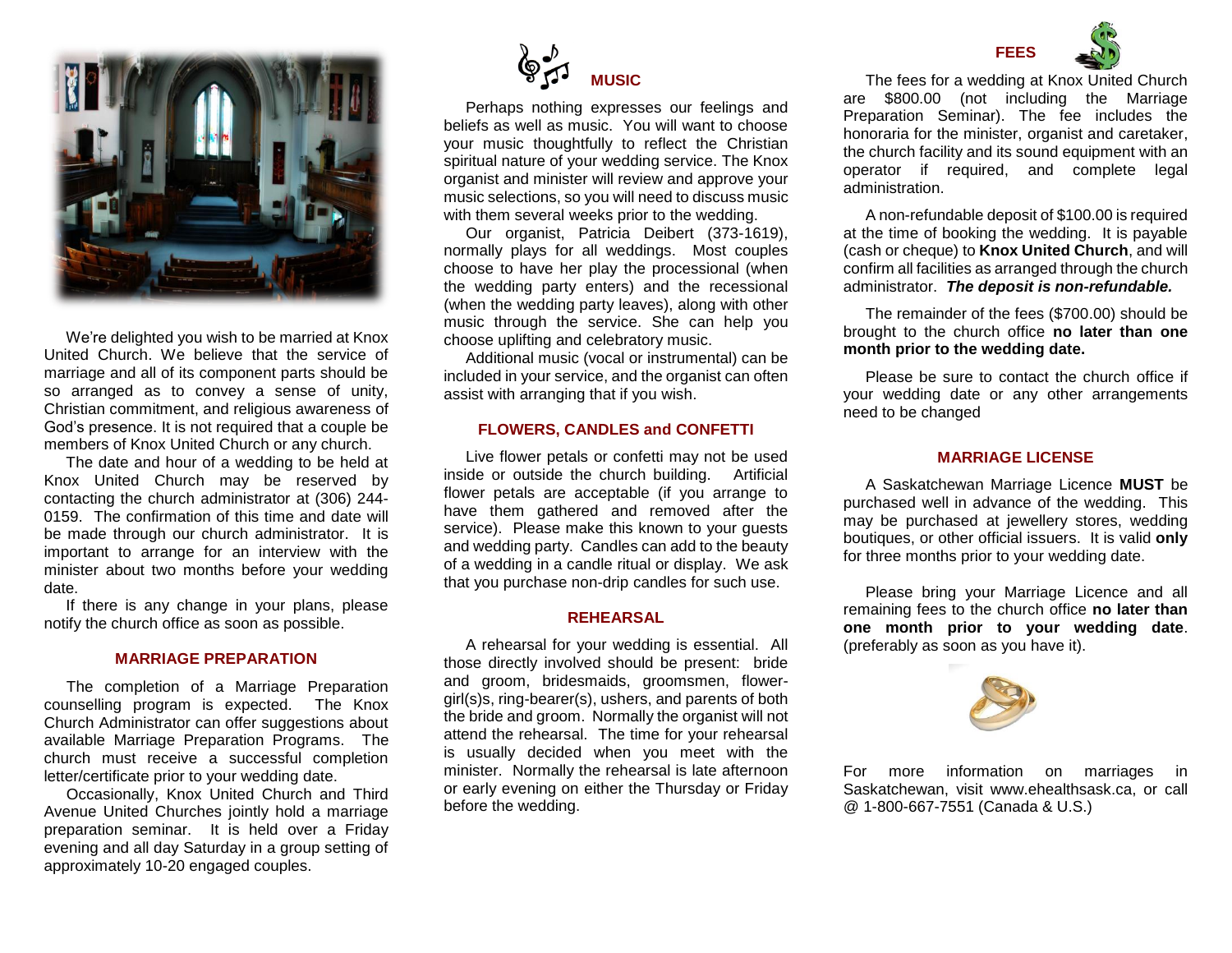We're delighted you wish to be married at Knox United Church. We believe that the service of marriage and all of its component parts should be so arranged as to convey a sense of unity, Christian commitment, and religious awareness of God's presence. It is not required that a couple be members of Knox United Church or any church.

The date and hour of a wedding to be held at Knox United Church may be reserved by contacting the church administrator at (306) 244-0159. The confirmation of this time and date will be made through our church administrator. It is important to arrange for an interview with the minister about two months before your wedding date.

If there is any change in your plans, please notify the church office as soon as possible.

## MARRIAGE PREPARATION

The completion of a Marriage Preparation counselling program is expected. The Knox Church Administrator can offer suggestions about available Marriage Preparation Programs. The church must receive a successful completion letter/certificate prior to your wedding date.

Occasionally, Knox United Church and Third Avenue United Churches jointly hold a marriage preparation seminar. It is held over a Friday evening and all day Saturday in a group setting of approximately 10-20 engaged couples.

## MUSIC

Perhaps nothing expresses our feelings and beliefs as well as music. You will want to choose your music thoughtfully to reflect the Christian spiritual nature of your wedding service. The Knox organist and minister will review and approve your music selections, so you will need to discuss music with them several weeks prior to the wedding.

Our organist, Patricia Deibert (373-1619), normally plays for all weddings. Most couples choose to have her play the processional (when the wedding party enters) and the recessional (when the wedding party leaves), along with other music through the service. She can help you choose uplifting and celebratory music.

Additional music (vocal or instrumental) can be included in your service, and the organist can often assist with arranging that if you wish.

## FLOWERS, CANDLES and CONFETTI

Live flower petals or confetti may not be used inside or outside the church building. Artificial flower petals are acceptable (if you arrange to have them gathered and removed after the service). Please make this known to your guests and wedding party. Candles can add to the beauty of a wedding in a candle ritual or display. We ask that you purchase non-drip candles for such use.

## REHEARSAL

A rehearsal for your wedding is essential. All those directly involved should be present: bride and groom, bridesmaids, groomsmen, flower-girl(s)s, ring-bearer(s), ushers, and parents of both the bride and groom. Normally the organist will not attend the rehearsal. The time for your rehearsal is usually decided when you meet with the minister. Normally the rehearsal is late afternoon or early evening on either the Thursday or Friday before the wedding.

## FEES

The fees for a wedding at Knox United Church are $800.00 (not including the Marriage Preparation Seminar). The fee includes the honoraria for the minister, organist and caretaker, the church facility and its sound equipment with an operator if required, and complete legal administration.

A non-refundable deposit of $100.00 is required at the time of booking the wedding. It is payable (cash or cheque) to **Knox United Church**, and will confirm all facilities as arranged through the church administrator. ***The deposit is non-refundable.***

The remainder of the fees ($700.00) should be brought to the church office **no later than one month prior to the wedding date.**

Please be sure to contact the church office if your wedding date or any other arrangements need to be changed

## MARRIAGE LICENSE

A Saskatchewan Marriage Licence **MUST** be purchased well in advance of the wedding. This may be purchased at jewellery stores, wedding boutiques, or other official issuers. It is valid **only** for three months prior to your wedding date.

Please bring your Marriage Licence and all remaining fees to the church office **no later than one month prior to your wedding date**. (preferably as soon as you have it).

For more information on marriages in Saskatchewan, visit www.ehealthsask.ca, or call @ 1-800-667-7551 (Canada & U.S.)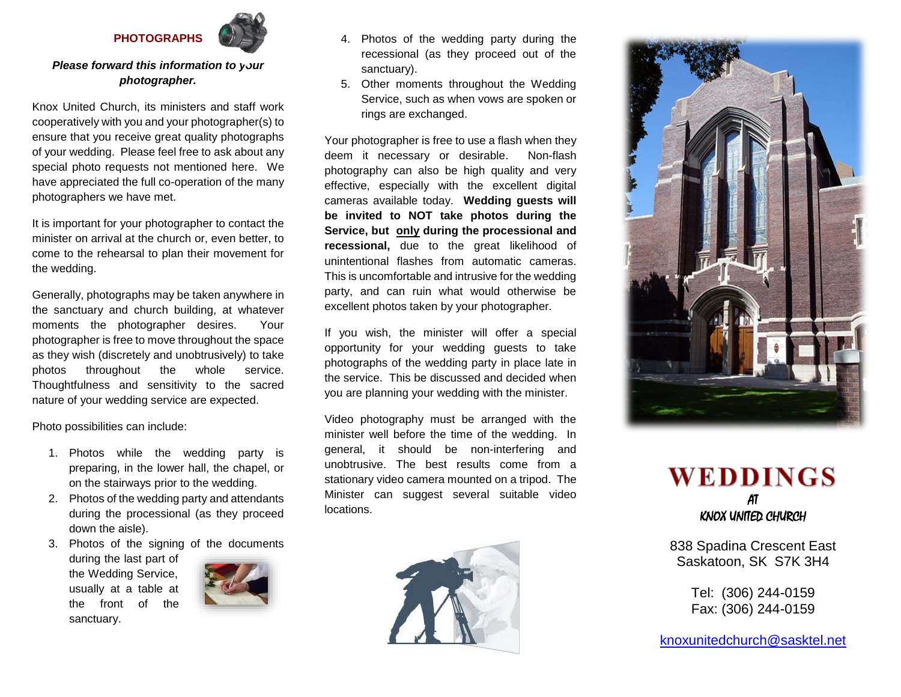## PHOTOGRAPHS

***Please forward this information to your photographer.***

Knox United Church, its ministers and staff work cooperatively with you and your photographer(s) to ensure that you receive great quality photographs of your wedding. Please feel free to ask about any special photo requests not mentioned here. We have appreciated the full co-operation of the many photographers we have met.

It is important for your photographer to contact the minister on arrival at the church or, even better, to come to the rehearsal to plan their movement for the wedding.

Generally, photographs may be taken anywhere in the sanctuary and church building, at whatever moments the photographer desires. Your photographer is free to move throughout the space as they wish (discretely and unobtrusively) to take photos throughout the whole service. Thoughtfulness and sensitivity to the sacred nature of your wedding service are expected.

Photo possibilities can include:

1. Photos while the wedding party is preparing, in the lower hall, the chapel, or on the stairways prior to the wedding.
2. Photos of the wedding party and attendants during the processional (as they proceed down the aisle).
3. Photos of the signing of the documents during the last part of the Wedding Service, usually at a table at the front of the sanctuary.
4. Photos of the wedding party during the recessional (as they proceed out of the sanctuary).
5. Other moments throughout the Wedding Service, such as when vows are spoken or rings are exchanged.

Your photographer is free to use a flash when they deem it necessary or desirable. Non-flash photography can also be high quality and very effective, especially with the excellent digital cameras available today. **Wedding guests will be invited to NOT take photos during the Service, but <u>only</u> during the processional and recessional,** due to the great likelihood of unintentional flashes from automatic cameras. This is uncomfortable and intrusive for the wedding party, and can ruin what would otherwise be excellent photos taken by your photographer.

If you wish, the minister will offer a special opportunity for your wedding guests to take photographs of the wedding party in place late in the service. This be discussed and decided when you are planning your wedding with the minister.

Video photography must be arranged with the minister well before the time of the wedding. In general, it should be non-interfering and unobtrusive. The best results come from a stationary video camera mounted on a tripod. The Minister can suggest several suitable video locations.

# WEDDINGS

AT

KNOX UNITED CHURCH

838 Spadina Crescent East
Saskatoon, SK S7K 3H4

Tel: (306) 244-0159
Fax: (306) 244-0159

knoxunitedchurch@sasktel.net